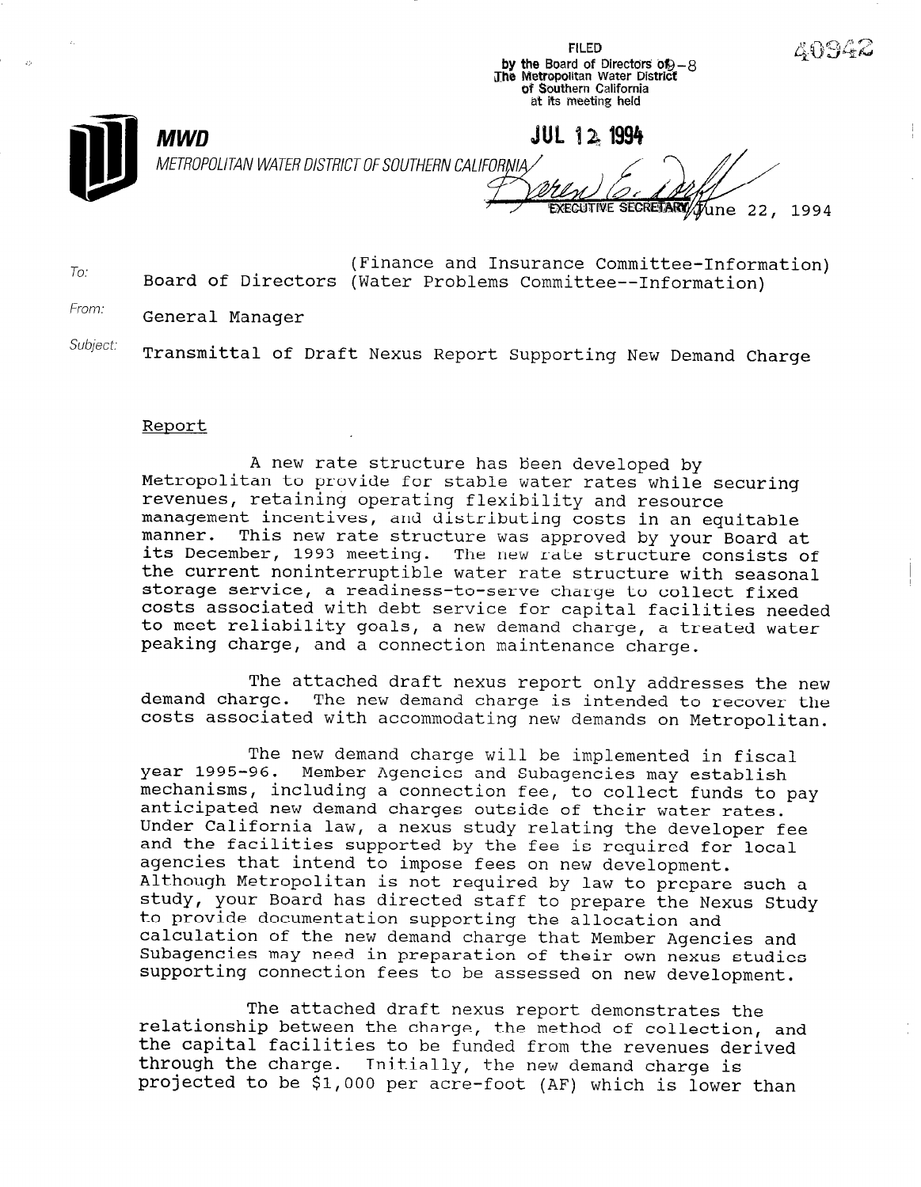FILED
by the Board of Directors of 9-8
The Metropolitan Water District
of Southern California
at its meeting held

JUL 12 1994

EXECUTIVE SECRETARY

40942

**MWD**

METROPOLITAN WATER DISTRICT OF SOUTHERN CALIFORNIA

June 22, 1994

To: Board of Directors (Finance and Insurance Committee-Information) (Water Problems Committee--Information)

From: General Manager

Subject: Transmittal of Draft Nexus Report Supporting New Demand Charge

Report

A new rate structure has been developed by Metropolitan to provide for stable water rates while securing revenues, retaining operating flexibility and resource management incentives, and distributing costs in an equitable manner. This new rate structure was approved by your Board at its December, 1993 meeting. The new rate structure consists of the current noninterruptible water rate structure with seasonal storage service, a readiness-to-serve charge to collect fixed costs associated with debt service for capital facilities needed to meet reliability goals, a new demand charge, a treated water peaking charge, and a connection maintenance charge.

The attached draft nexus report only addresses the new demand charge. The new demand charge is intended to recover the costs associated with accommodating new demands on Metropolitan.

The new demand charge will be implemented in fiscal year 1995-96. Member Agencies and Subagencies may establish mechanisms, including a connection fee, to collect funds to pay anticipated new demand charges outside of their water rates. Under California law, a nexus study relating the developer fee and the facilities supported by the fee is required for local agencies that intend to impose fees on new development. Although Metropolitan is not required by law to prepare such a study, your Board has directed staff to prepare the Nexus Study to provide documentation supporting the allocation and calculation of the new demand charge that Member Agencies and Subagencies may need in preparation of their own nexus studies supporting connection fees to be assessed on new development.

The attached draft nexus report demonstrates the relationship between the charge, the method of collection, and the capital facilities to be funded from the revenues derived through the charge. Initially, the new demand charge is projected to be $1,000 per acre-foot (AF) which is lower than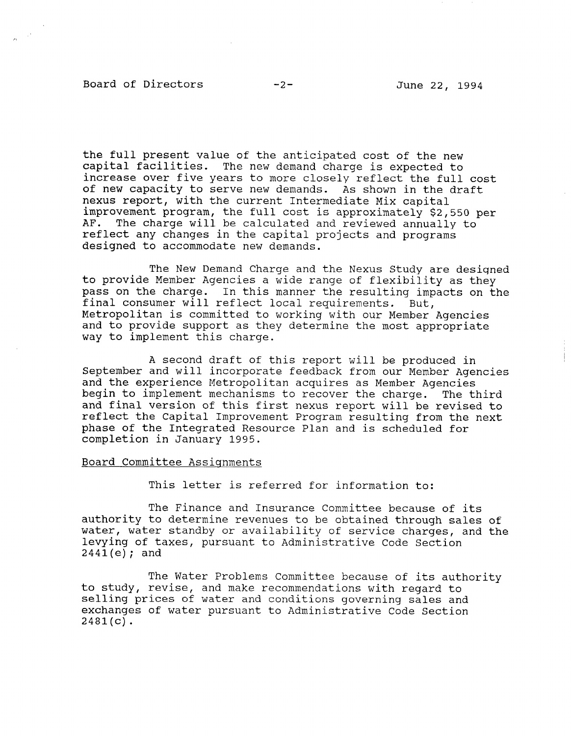the full present value of the anticipated cost of the new capital facilities. The new demand charge is expected to increase over five years to more closely reflect the full cost of new capacity to serve new demands. As shown in the draft nexus report, with the current Intermediate Mix capital improvement program, the full cost is approximately $2,550 per AF. The charge will be calculated and reviewed annually to reflect any changes in the capital projects and programs designed to accommodate new demands.

The New Demand Charge and the Nexus Study are designed to provide Member Agencies a wide range of flexibility as they pass on the charge. In this manner the resulting impacts on the final consumer will reflect local requirements. But, Metropolitan is committed to working with our Member Agencies and to provide support as they determine the most appropriate way to implement this charge.

A second draft of this report will be produced in September and will incorporate feedback from our Member Agencies and the experience Metropolitan acquires as Member Agencies begin to implement mechanisms to recover the charge. The third and final version of this first nexus report will be revised to reflect the Capital Improvement Program resulting from the next phase of the Integrated Resource Plan and is scheduled for completion in January 1995.

Board Committee Assignments

This letter is referred for information to:

The Finance and Insurance Committee because of its authority to determine revenues to be obtained through sales of water, water standby or availability of service charges, and the levying of taxes, pursuant to Administrative Code Section 2441(e); and

The Water Problems Committee because of its authority to study, revise, and make recommendations with regard to selling prices of water and conditions governing sales and exchanges of water pursuant to Administrative Code Section 2481(c).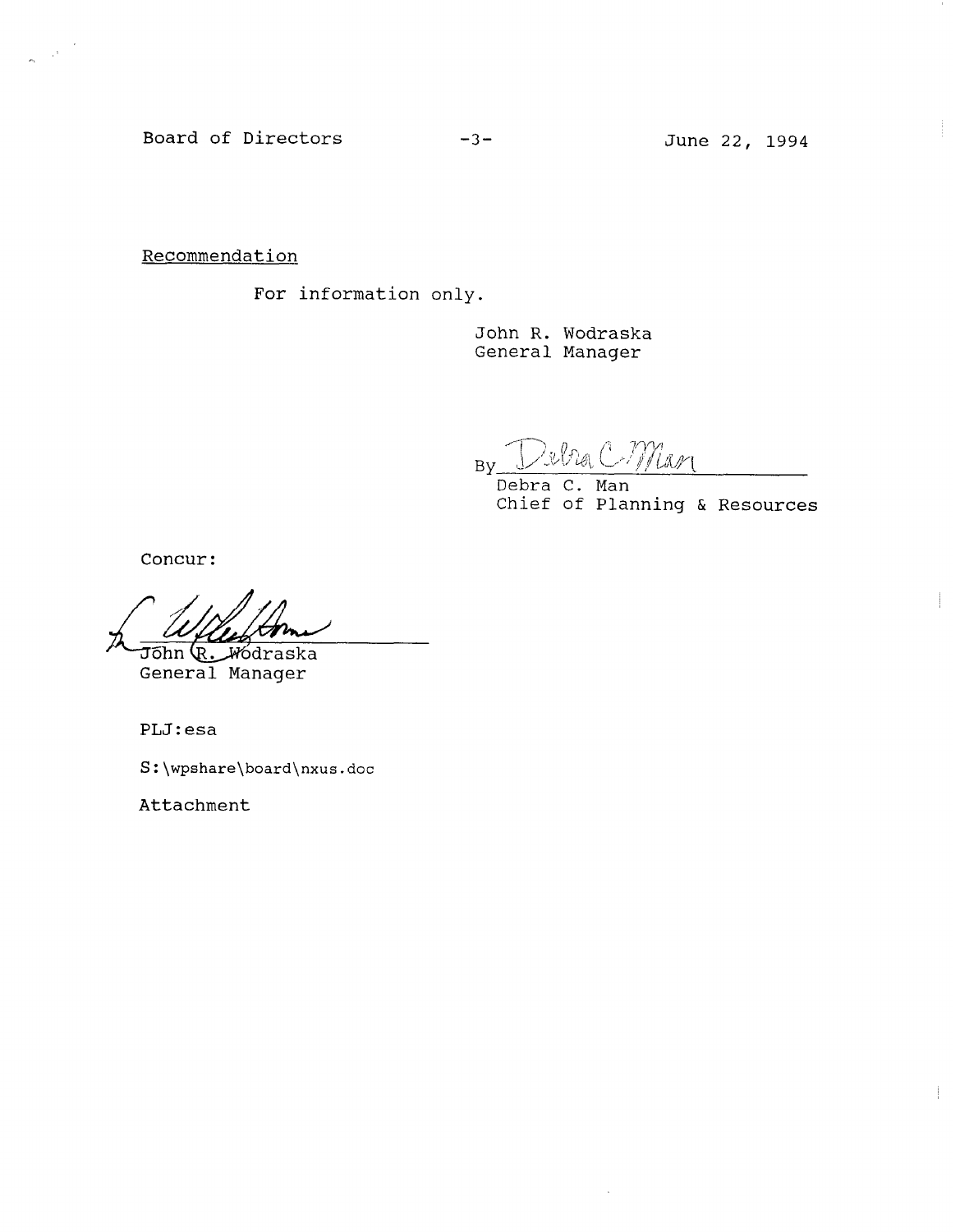Recommendation

For information only.

John R. Wodraska
General Manager

By Debra C. Man
Debra C. Man
Chief of Planning & Resources

Concur:

John R. Wodraska
General Manager

PLJ:esa

S:\wpshare\board\nxus.doc

Attachment